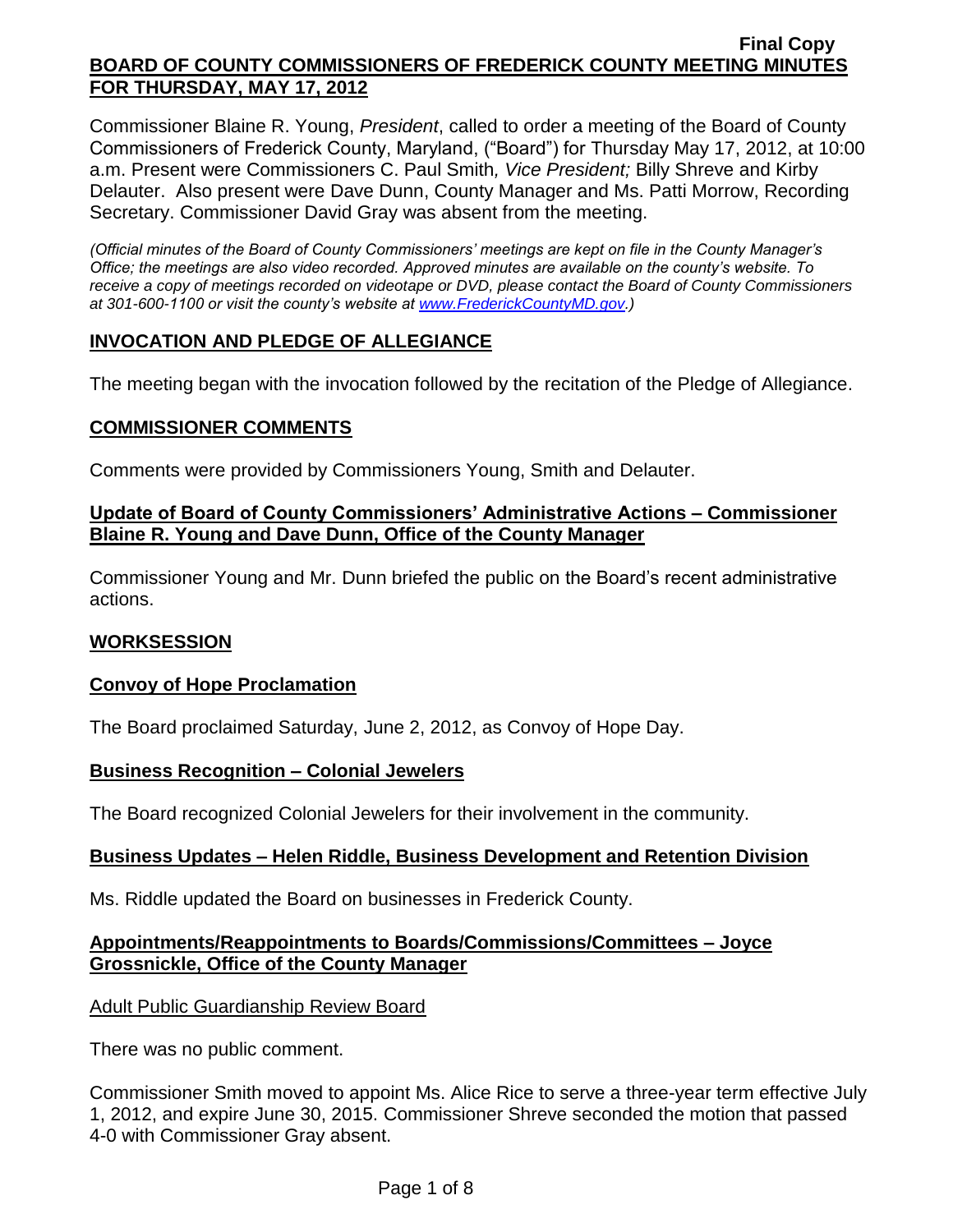**Final Copy**

# BOARD OF COUNTY COMMISSIONERS OF FREDERICK COUNTY MEETING MINUTES FOR THURSDAY, MAY 17, 2012

Commissioner Blaine R. Young, *President*, called to order a meeting of the Board of County Commissioners of Frederick County, Maryland, ("Board") for Thursday May 17, 2012, at 10:00 a.m. Present were Commissioners C. Paul Smith*, Vice President;* Billy Shreve and Kirby Delauter. Also present were Dave Dunn, County Manager and Ms. Patti Morrow, Recording Secretary. Commissioner David Gray was absent from the meeting.

*(Official minutes of the Board of County Commissioners' meetings are kept on file in the County Manager's Office; the meetings are also video recorded. Approved minutes are available on the county's website. To receive a copy of meetings recorded on videotape or DVD, please contact the Board of County Commissioners at 301-600-1100 or visit the county's website at www.FrederickCountyMD.gov.)*

## INVOCATION AND PLEDGE OF ALLEGIANCE

The meeting began with the invocation followed by the recitation of the Pledge of Allegiance.

## COMMISSIONER COMMENTS

Comments were provided by Commissioners Young, Smith and Delauter.

### Update of Board of County Commissioners' Administrative Actions – Commissioner Blaine R. Young and Dave Dunn, Office of the County Manager

Commissioner Young and Mr. Dunn briefed the public on the Board's recent administrative actions.

## WORKSESSION

### Convoy of Hope Proclamation

The Board proclaimed Saturday, June 2, 2012, as Convoy of Hope Day.

### Business Recognition – Colonial Jewelers

The Board recognized Colonial Jewelers for their involvement in the community.

### Business Updates – Helen Riddle, Business Development and Retention Division

Ms. Riddle updated the Board on businesses in Frederick County.

### Appointments/Reappointments to Boards/Commissions/Committees – Joyce Grossnickle, Office of the County Manager

Adult Public Guardianship Review Board

There was no public comment.

Commissioner Smith moved to appoint Ms. Alice Rice to serve a three-year term effective July 1, 2012, and expire June 30, 2015. Commissioner Shreve seconded the motion that passed 4-0 with Commissioner Gray absent.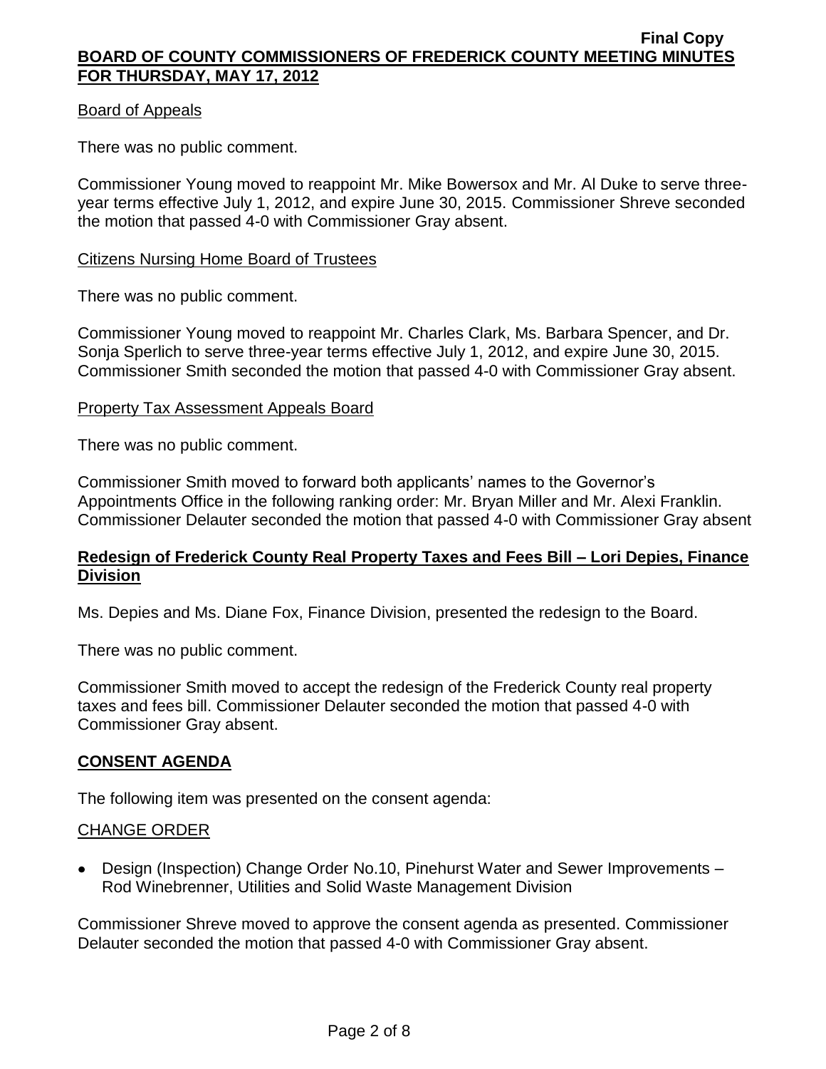Board of Appeals

There was no public comment.

Commissioner Young moved to reappoint Mr. Mike Bowersox and Mr. Al Duke to serve three-year terms effective July 1, 2012, and expire June 30, 2015. Commissioner Shreve seconded the motion that passed 4-0 with Commissioner Gray absent.

Citizens Nursing Home Board of Trustees

There was no public comment.

Commissioner Young moved to reappoint Mr. Charles Clark, Ms. Barbara Spencer, and Dr. Sonja Sperlich to serve three-year terms effective July 1, 2012, and expire June 30, 2015. Commissioner Smith seconded the motion that passed 4-0 with Commissioner Gray absent.

Property Tax Assessment Appeals Board

There was no public comment.

Commissioner Smith moved to forward both applicants' names to the Governor's Appointments Office in the following ranking order: Mr. Bryan Miller and Mr. Alexi Franklin. Commissioner Delauter seconded the motion that passed 4-0 with Commissioner Gray absent

**Redesign of Frederick County Real Property Taxes and Fees Bill – Lori Depies, Finance Division**

Ms. Depies and Ms. Diane Fox, Finance Division, presented the redesign to the Board.

There was no public comment.

Commissioner Smith moved to accept the redesign of the Frederick County real property taxes and fees bill. Commissioner Delauter seconded the motion that passed 4-0 with Commissioner Gray absent.

**CONSENT AGENDA**

The following item was presented on the consent agenda:

CHANGE ORDER

- Design (Inspection) Change Order No.10, Pinehurst Water and Sewer Improvements – Rod Winebrenner, Utilities and Solid Waste Management Division

Commissioner Shreve moved to approve the consent agenda as presented. Commissioner Delauter seconded the motion that passed 4-0 with Commissioner Gray absent.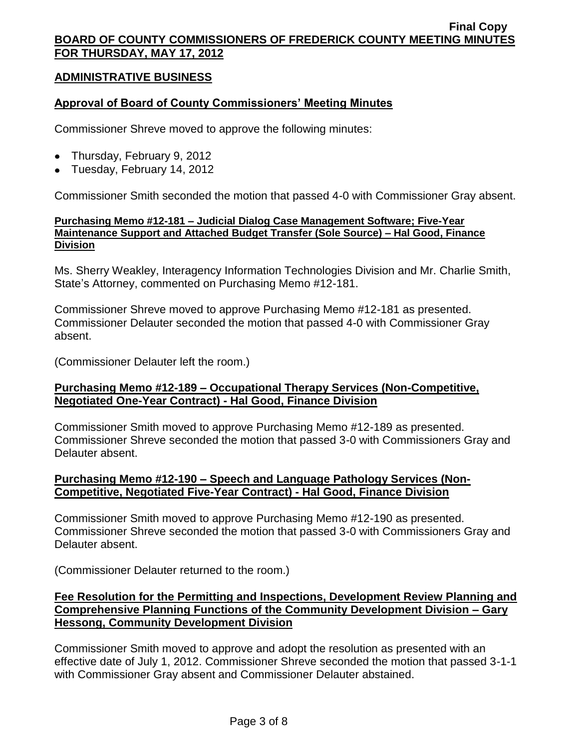## ADMINISTRATIVE BUSINESS

### Approval of Board of County Commissioners' Meeting Minutes

Commissioner Shreve moved to approve the following minutes:

- Thursday, February 9, 2012
- Tuesday, February 14, 2012

Commissioner Smith seconded the motion that passed 4-0 with Commissioner Gray absent.

#### Purchasing Memo #12-181 – Judicial Dialog Case Management Software; Five-Year Maintenance Support and Attached Budget Transfer (Sole Source) – Hal Good, Finance Division

Ms. Sherry Weakley, Interagency Information Technologies Division and Mr. Charlie Smith, State's Attorney, commented on Purchasing Memo #12-181.

Commissioner Shreve moved to approve Purchasing Memo #12-181 as presented. Commissioner Delauter seconded the motion that passed 4-0 with Commissioner Gray absent.

(Commissioner Delauter left the room.)

### Purchasing Memo #12-189 – Occupational Therapy Services (Non-Competitive, Negotiated One-Year Contract) - Hal Good, Finance Division

Commissioner Smith moved to approve Purchasing Memo #12-189 as presented. Commissioner Shreve seconded the motion that passed 3-0 with Commissioners Gray and Delauter absent.

### Purchasing Memo #12-190 – Speech and Language Pathology Services (Non-Competitive, Negotiated Five-Year Contract) - Hal Good, Finance Division

Commissioner Smith moved to approve Purchasing Memo #12-190 as presented. Commissioner Shreve seconded the motion that passed 3-0 with Commissioners Gray and Delauter absent.

(Commissioner Delauter returned to the room.)

### Fee Resolution for the Permitting and Inspections, Development Review Planning and Comprehensive Planning Functions of the Community Development Division – Gary Hessong, Community Development Division

Commissioner Smith moved to approve and adopt the resolution as presented with an effective date of July 1, 2012. Commissioner Shreve seconded the motion that passed 3-1-1 with Commissioner Gray absent and Commissioner Delauter abstained.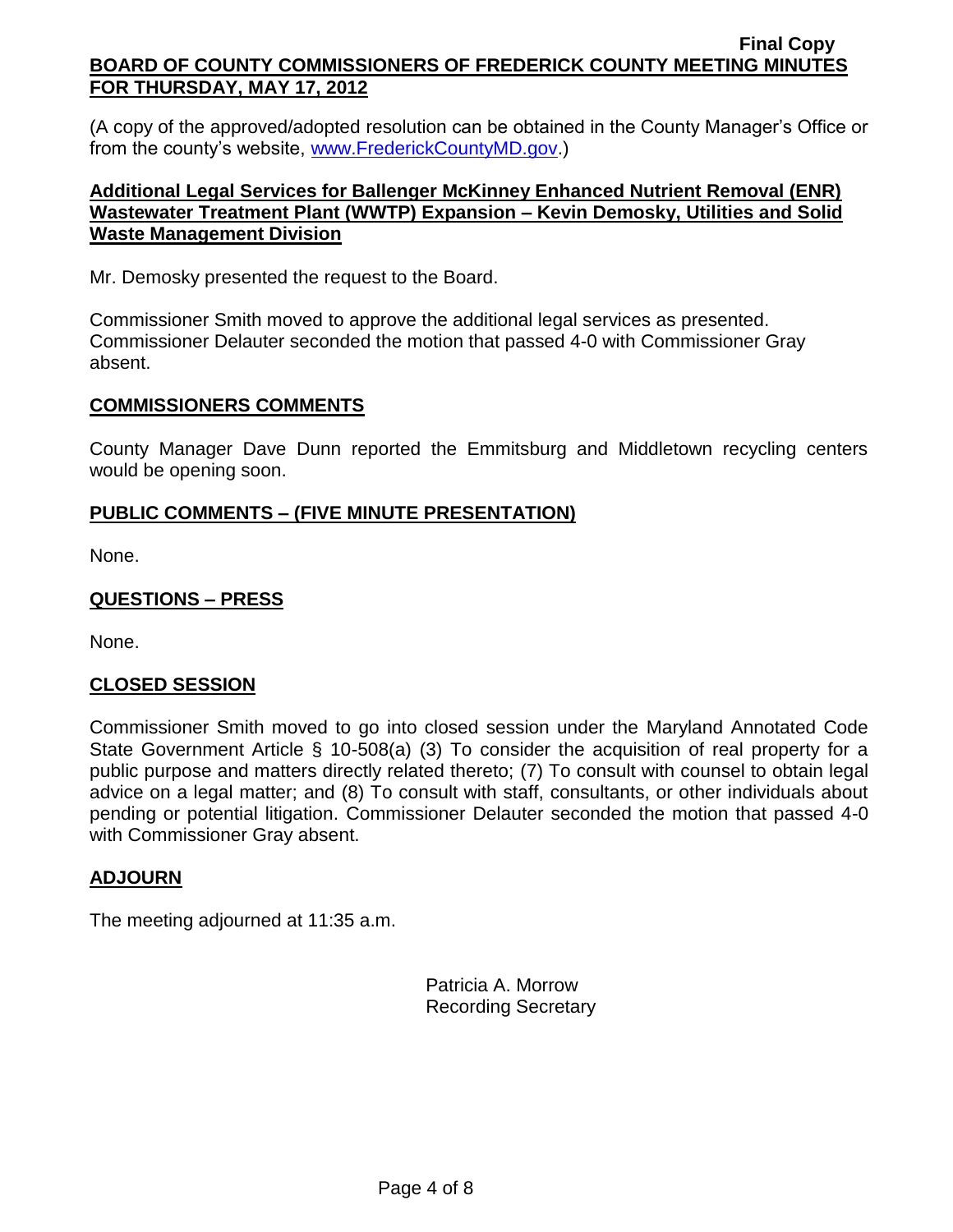(A copy of the approved/adopted resolution can be obtained in the County Manager's Office or from the county's website, www.FrederickCountyMD.gov.)

**Additional Legal Services for Ballenger McKinney Enhanced Nutrient Removal (ENR) Wastewater Treatment Plant (WWTP) Expansion – Kevin Demosky, Utilities and Solid Waste Management Division**

Mr. Demosky presented the request to the Board.

Commissioner Smith moved to approve the additional legal services as presented. Commissioner Delauter seconded the motion that passed 4-0 with Commissioner Gray absent.

## COMMISSIONERS COMMENTS

County Manager Dave Dunn reported the Emmitsburg and Middletown recycling centers would be opening soon.

## PUBLIC COMMENTS – (FIVE MINUTE PRESENTATION)

None.

## QUESTIONS – PRESS

None.

## CLOSED SESSION

Commissioner Smith moved to go into closed session under the Maryland Annotated Code State Government Article § 10-508(a) (3) To consider the acquisition of real property for a public purpose and matters directly related thereto; (7) To consult with counsel to obtain legal advice on a legal matter; and (8) To consult with staff, consultants, or other individuals about pending or potential litigation. Commissioner Delauter seconded the motion that passed 4-0 with Commissioner Gray absent.

## ADJOURN

The meeting adjourned at 11:35 a.m.

Patricia A. Morrow
Recording Secretary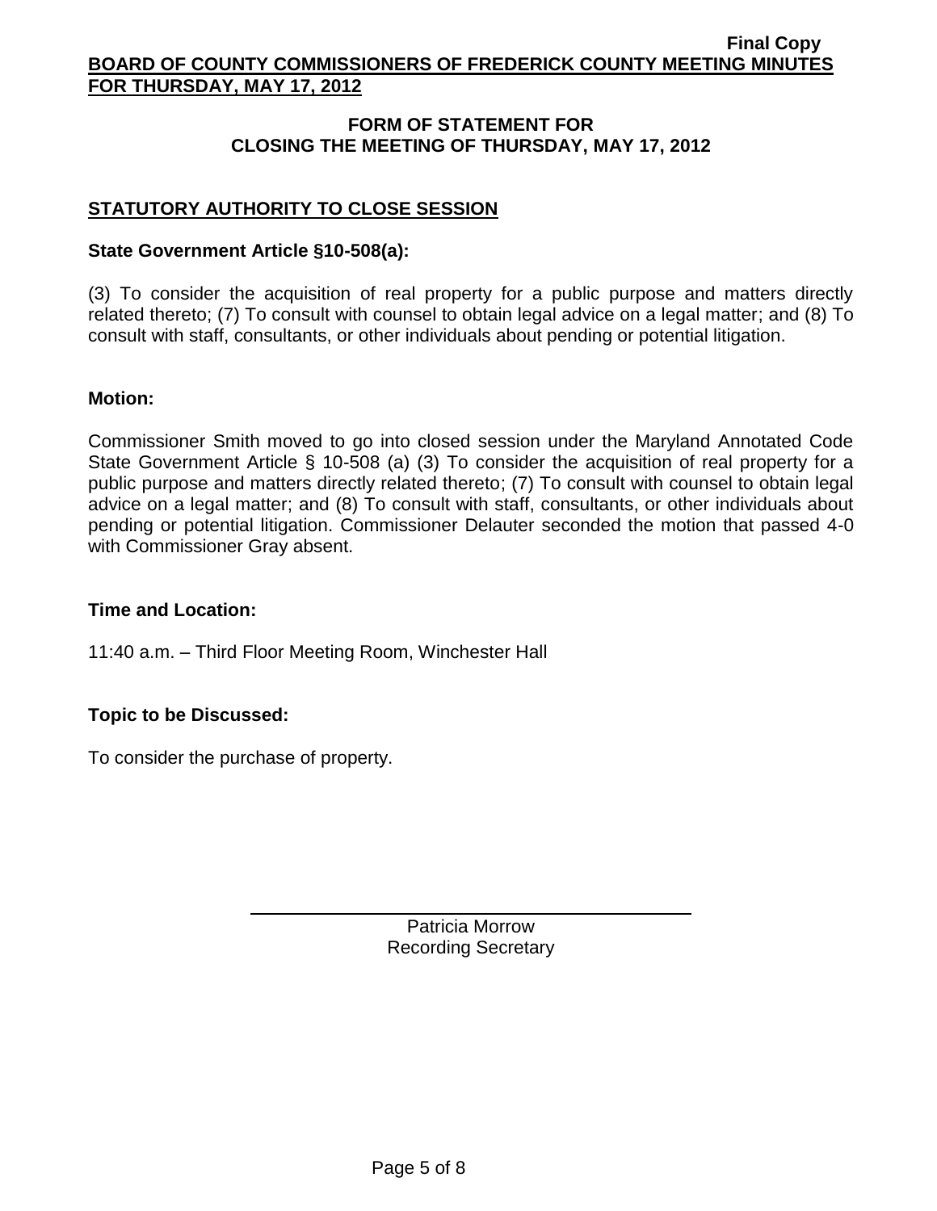## FORM OF STATEMENT FOR CLOSING THE MEETING OF THURSDAY, MAY 17, 2012

### STATUTORY AUTHORITY TO CLOSE SESSION

**State Government Article §10-508(a):**

(3) To consider the acquisition of real property for a public purpose and matters directly related thereto; (7) To consult with counsel to obtain legal advice on a legal matter; and (8) To consult with staff, consultants, or other individuals about pending or potential litigation.

**Motion:**

Commissioner Smith moved to go into closed session under the Maryland Annotated Code State Government Article § 10-508 (a) (3) To consider the acquisition of real property for a public purpose and matters directly related thereto; (7) To consult with counsel to obtain legal advice on a legal matter; and (8) To consult with staff, consultants, or other individuals about pending or potential litigation. Commissioner Delauter seconded the motion that passed 4-0 with Commissioner Gray absent.

**Time and Location:**

11:40 a.m. – Third Floor Meeting Room, Winchester Hall

**Topic to be Discussed:**

To consider the purchase of property.

Patricia Morrow
Recording Secretary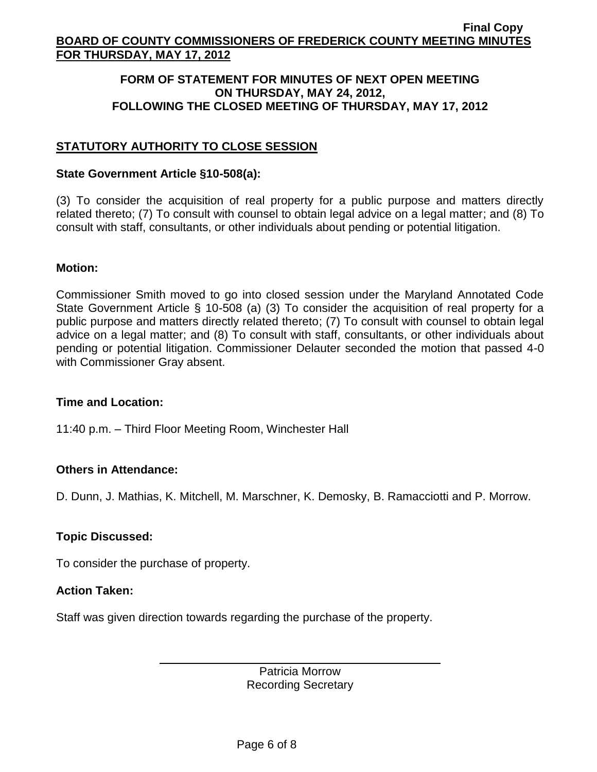**FORM OF STATEMENT FOR MINUTES OF NEXT OPEN MEETING ON THURSDAY, MAY 24, 2012, FOLLOWING THE CLOSED MEETING OF THURSDAY, MAY 17, 2012**

## STATUTORY AUTHORITY TO CLOSE SESSION

**State Government Article §10-508(a):**

(3) To consider the acquisition of real property for a public purpose and matters directly related thereto; (7) To consult with counsel to obtain legal advice on a legal matter; and (8) To consult with staff, consultants, or other individuals about pending or potential litigation.

**Motion:**

Commissioner Smith moved to go into closed session under the Maryland Annotated Code State Government Article § 10-508 (a) (3) To consider the acquisition of real property for a public purpose and matters directly related thereto; (7) To consult with counsel to obtain legal advice on a legal matter; and (8) To consult with staff, consultants, or other individuals about pending or potential litigation. Commissioner Delauter seconded the motion that passed 4-0 with Commissioner Gray absent.

**Time and Location:**

11:40 p.m. – Third Floor Meeting Room, Winchester Hall

**Others in Attendance:**

D. Dunn, J. Mathias, K. Mitchell, M. Marschner, K. Demosky, B. Ramacciotti and P. Morrow.

**Topic Discussed:**

To consider the purchase of property.

**Action Taken:**

Staff was given direction towards regarding the purchase of the property.

Patricia Morrow
Recording Secretary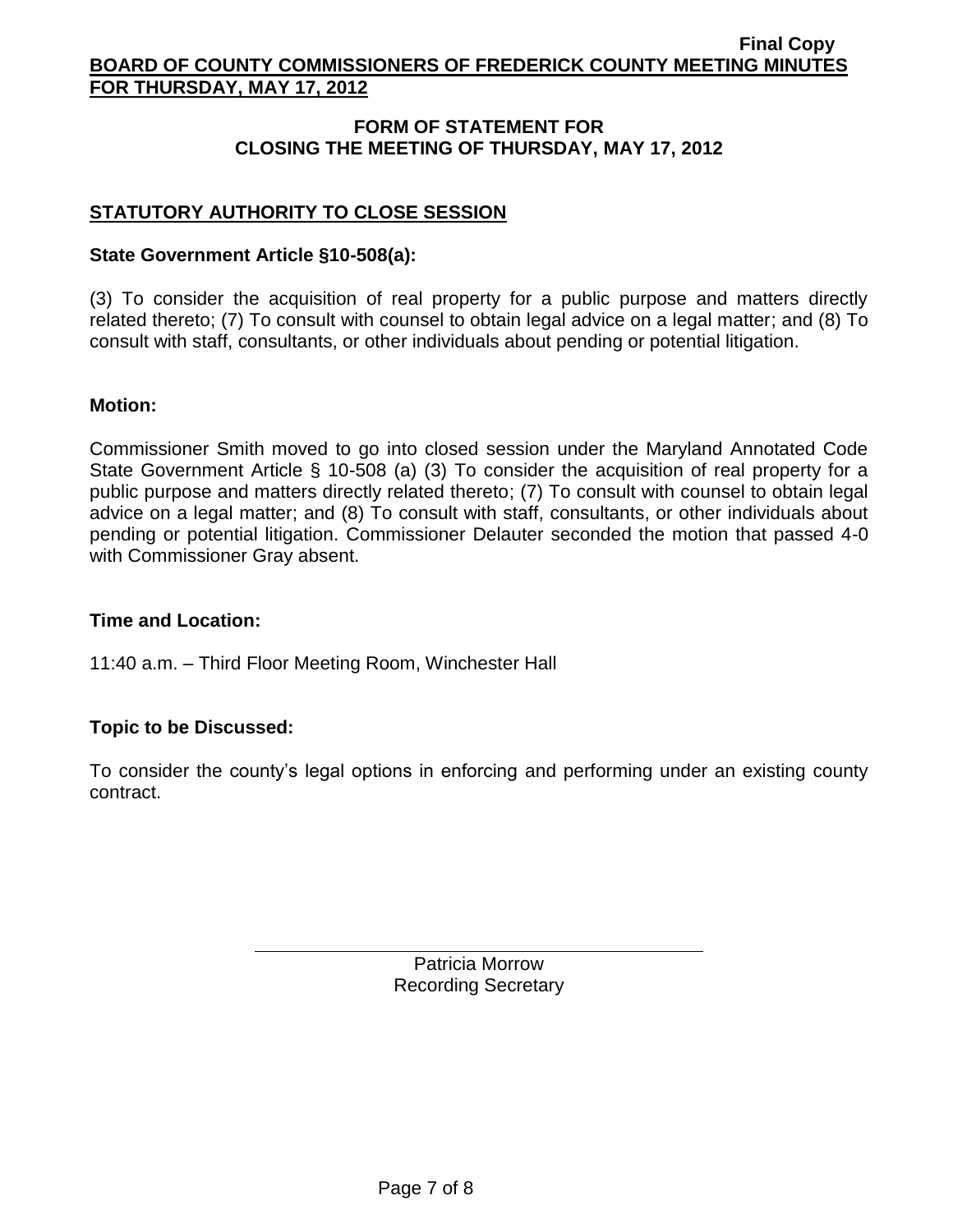### FORM OF STATEMENT FOR CLOSING THE MEETING OF THURSDAY, MAY 17, 2012

## STATUTORY AUTHORITY TO CLOSE SESSION

**State Government Article §10-508(a):**

(3) To consider the acquisition of real property for a public purpose and matters directly related thereto; (7) To consult with counsel to obtain legal advice on a legal matter; and (8) To consult with staff, consultants, or other individuals about pending or potential litigation.

**Motion:**

Commissioner Smith moved to go into closed session under the Maryland Annotated Code State Government Article § 10-508 (a) (3) To consider the acquisition of real property for a public purpose and matters directly related thereto; (7) To consult with counsel to obtain legal advice on a legal matter; and (8) To consult with staff, consultants, or other individuals about pending or potential litigation. Commissioner Delauter seconded the motion that passed 4-0 with Commissioner Gray absent.

**Time and Location:**

11:40 a.m. – Third Floor Meeting Room, Winchester Hall

**Topic to be Discussed:**

To consider the county's legal options in enforcing and performing under an existing county contract.

Patricia Morrow
Recording Secretary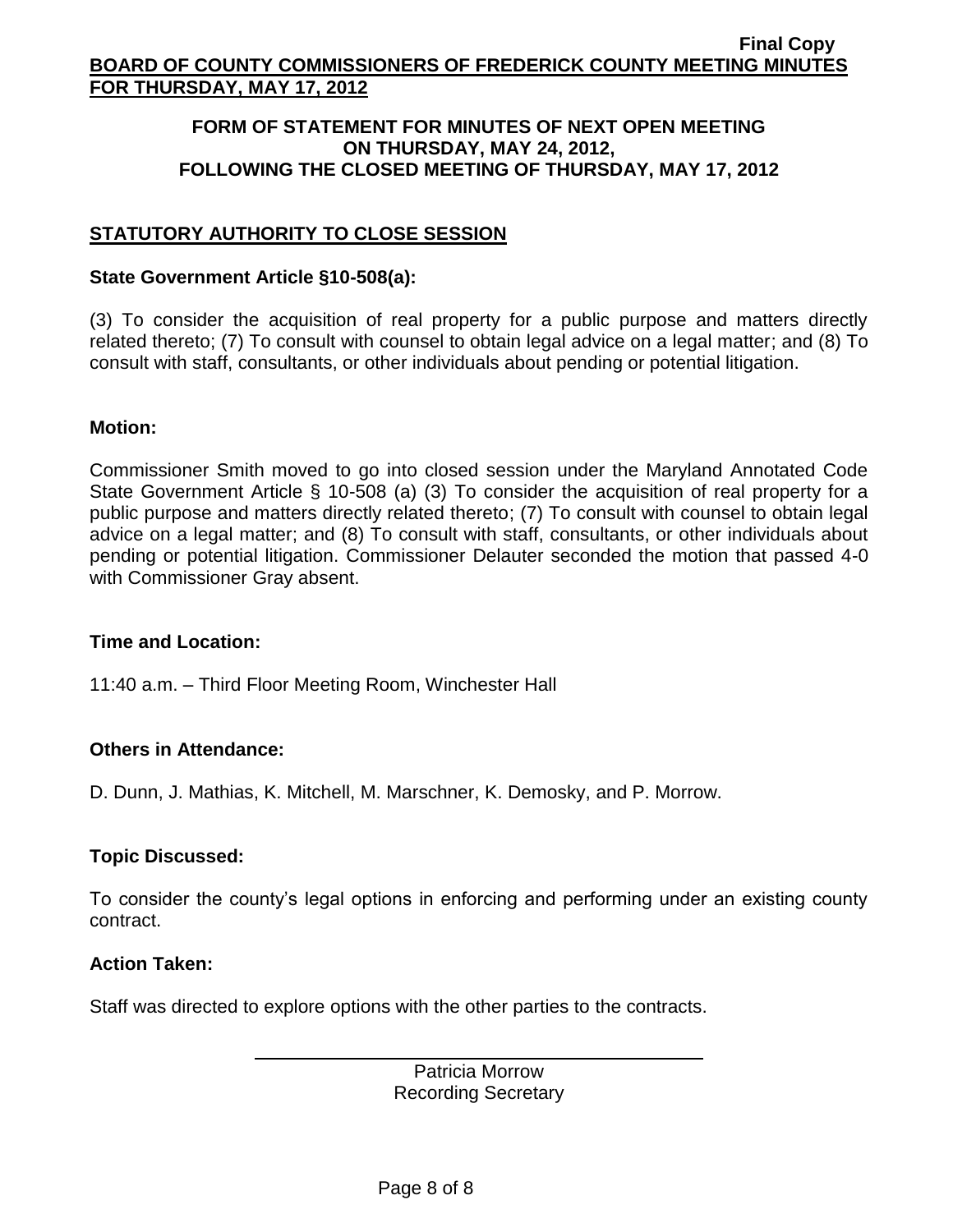### FORM OF STATEMENT FOR MINUTES OF NEXT OPEN MEETING ON THURSDAY, MAY 24, 2012, FOLLOWING THE CLOSED MEETING OF THURSDAY, MAY 17, 2012

## STATUTORY AUTHORITY TO CLOSE SESSION

**State Government Article §10-508(a):**

(3) To consider the acquisition of real property for a public purpose and matters directly related thereto; (7) To consult with counsel to obtain legal advice on a legal matter; and (8) To consult with staff, consultants, or other individuals about pending or potential litigation.

**Motion:**

Commissioner Smith moved to go into closed session under the Maryland Annotated Code State Government Article § 10-508 (a) (3) To consider the acquisition of real property for a public purpose and matters directly related thereto; (7) To consult with counsel to obtain legal advice on a legal matter; and (8) To consult with staff, consultants, or other individuals about pending or potential litigation. Commissioner Delauter seconded the motion that passed 4-0 with Commissioner Gray absent.

**Time and Location:**

11:40 a.m. – Third Floor Meeting Room, Winchester Hall

**Others in Attendance:**

D. Dunn, J. Mathias, K. Mitchell, M. Marschner, K. Demosky, and P. Morrow.

**Topic Discussed:**

To consider the county's legal options in enforcing and performing under an existing county contract.

**Action Taken:**

Staff was directed to explore options with the other parties to the contracts.

Patricia Morrow
Recording Secretary